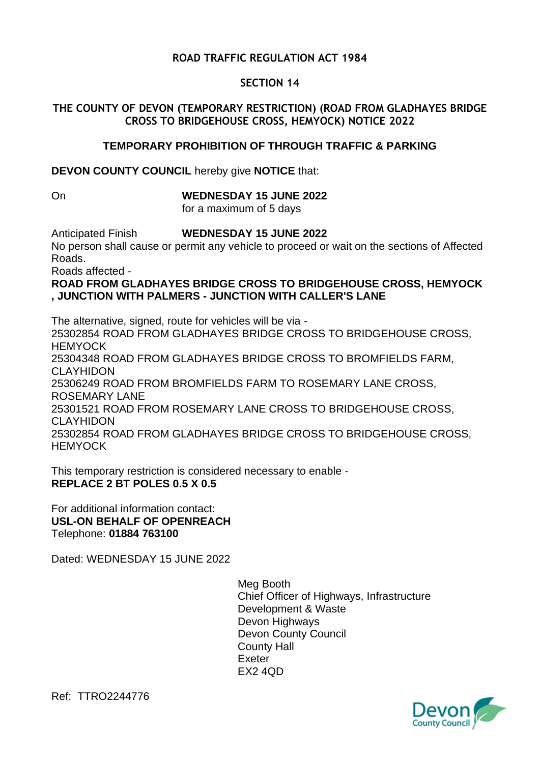**ROAD TRAFFIC REGULATION ACT 1984**

**SECTION 14**

**THE COUNTY OF DEVON (TEMPORARY RESTRICTION) (ROAD FROM GLADHAYES BRIDGE CROSS TO BRIDGEHOUSE CROSS, HEMYOCK) NOTICE 2022**

**TEMPORARY PROHIBITION OF THROUGH TRAFFIC & PARKING**

**DEVON COUNTY COUNCIL** hereby give **NOTICE** that:

On **WEDNESDAY 15 JUNE 2022**
for a maximum of 5 days

Anticipated Finish **WEDNESDAY 15 JUNE 2022**

No person shall cause or permit any vehicle to proceed or wait on the sections of Affected Roads.

Roads affected -

**ROAD FROM GLADHAYES BRIDGE CROSS TO BRIDGEHOUSE CROSS, HEMYOCK , JUNCTION WITH PALMERS - JUNCTION WITH CALLER'S LANE**

The alternative, signed, route for vehicles will be via -

25302854 ROAD FROM GLADHAYES BRIDGE CROSS TO BRIDGEHOUSE CROSS, HEMYOCK
25304348 ROAD FROM GLADHAYES BRIDGE CROSS TO BROMFIELDS FARM, CLAYHIDON
25306249 ROAD FROM BROMFIELDS FARM TO ROSEMARY LANE CROSS, ROSEMARY LANE
25301521 ROAD FROM ROSEMARY LANE CROSS TO BRIDGEHOUSE CROSS, CLAYHIDON
25302854 ROAD FROM GLADHAYES BRIDGE CROSS TO BRIDGEHOUSE CROSS, HEMYOCK

This temporary restriction is considered necessary to enable -
**REPLACE 2 BT POLES 0.5 X 0.5**

For additional information contact:
**USL-ON BEHALF OF OPENREACH**
Telephone: **01884 763100**

Dated: WEDNESDAY 15 JUNE 2022

Meg Booth
Chief Officer of Highways, Infrastructure Development & Waste
Devon Highways
Devon County Council
County Hall
Exeter
EX2 4QD

Ref: TTRO2244776

Devon County Council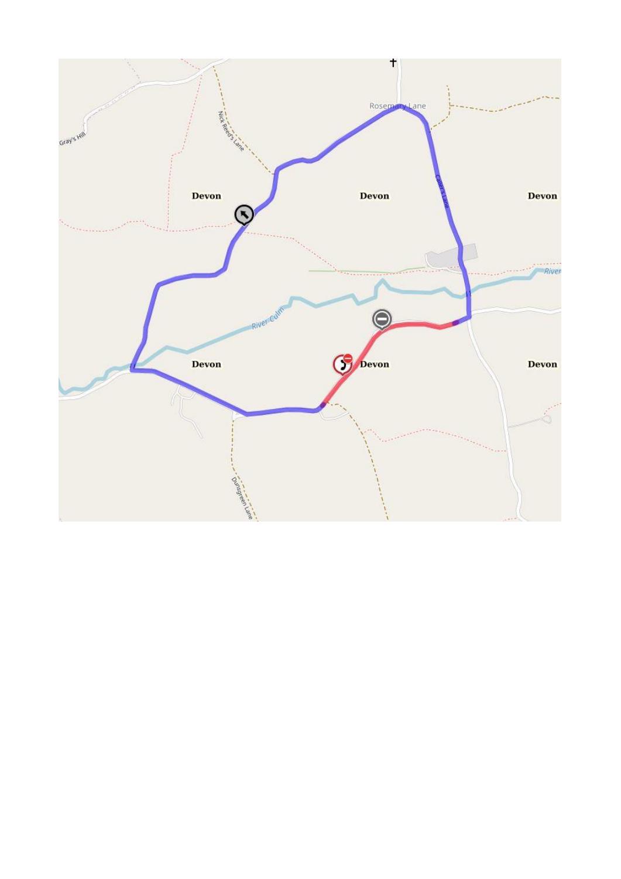Gray's Hill

Nick Reed's Lane

Rosemary Lane

Devon

Devon

Devon

Callers Lane

River

River Culm

Devon

Devon

Devon

Dunsgreen Lane